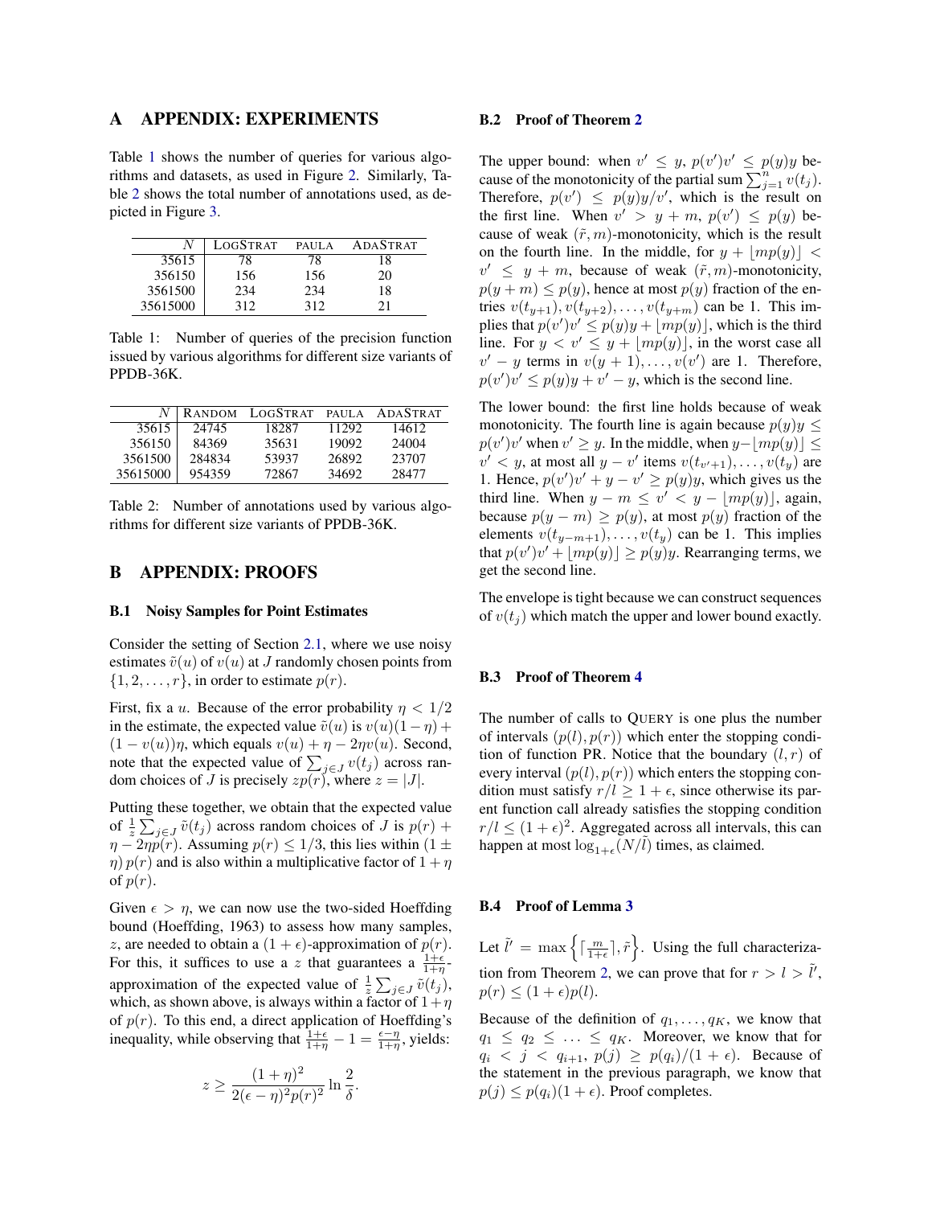# A APPENDIX: EXPERIMENTS

Table 1 shows the number of queries for various algorithms and datasets, as used in Figure 2. Similarly, Table 2 shows the total number of annotations used, as depicted in Figure 3.

| $N$ | LOGSTRAT | PAULA | ADASTRAT |
|---|---|---|---|
| 35615 | 78 | 78 | 18 |
| 356150 | 156 | 156 | 20 |
| 3561500 | 234 | 234 | 18 |
| 35615000 | 312 | 312 | 21 |

Table 1: Number of queries of the precision function issued by various algorithms for different size variants of PPDB-36K.

| $N$ | RANDOM | LOGSTRAT | PAULA | ADASTRAT |
|---|---|---|---|---|
| 35615 | 24745 | 18287 | 11292 | 14612 |
| 356150 | 84369 | 35631 | 19092 | 24004 |
| 3561500 | 284834 | 53937 | 26892 | 23707 |
| 35615000 | 954359 | 72867 | 34692 | 28477 |

Table 2: Number of annotations used by various algorithms for different size variants of PPDB-36K.

# B APPENDIX: PROOFS

## B.1 Noisy Samples for Point Estimates

Consider the setting of Section 2.1, where we use noisy estimates $\tilde{v}(u)$ of $v(u)$ at $J$ randomly chosen points from $\{1, 2, \ldots, r\}$, in order to estimate $p(r)$.

First, fix a $u$. Because of the error probability $\eta < 1/2$ in the estimate, the expected value $\tilde{v}(u)$ is $v(u)(1-\eta) + (1 - v(u))\eta$, which equals $v(u) + \eta - 2\eta v(u)$. Second, note that the expected value of $\sum_{j \in J} v(t_j)$ across random choices of $J$ is precisely $zp(r)$, where $z = |J|$.

Putting these together, we obtain that the expected value of $\frac{1}{z} \sum_{j \in J} \tilde{v}(t_j)$ across random choices of $J$ is $p(r) + \eta - 2\eta p(r)$. Assuming $p(r) \leq 1/3$, this lies within $(1 \pm \eta)\, p(r)$ and is also within a multiplicative factor of $1 + \eta$ of $p(r)$.

Given $\epsilon > \eta$, we can now use the two-sided Hoeffding bound (Hoeffding, 1963) to assess how many samples, $z$, are needed to obtain a $(1 + \epsilon)$-approximation of $p(r)$. For this, it suffices to use a $z$ that guarantees a $\frac{1+\epsilon}{1+\eta}$-approximation of the expected value of $\frac{1}{z} \sum_{j \in J} \tilde{v}(t_j)$, which, as shown above, is always within a factor of $1+\eta$ of $p(r)$. To this end, a direct application of Hoeffding's inequality, while observing that $\frac{1+\epsilon}{1+\eta} - 1 = \frac{\epsilon - \eta}{1+\eta}$, yields:

$$z \geq \frac{(1+\eta)^2}{2(\epsilon - \eta)^2 p(r)^2} \ln \frac{2}{\delta}.$$

## B.2 Proof of Theorem 2

The upper bound: when $v' \leq y$, $p(v')v' \leq p(y)y$ because of the monotonicity of the partial sum $\sum_{j=1}^{n} v(t_j)$. Therefore, $p(v') \leq p(y)y/v'$, which is the result on the first line. When $v' > y + m$, $p(v') \leq p(y)$ because of weak $(\tilde{r}, m)$-monotonicity, which is the result on the fourth line. In the middle, for $y + \lfloor mp(y) \rfloor < v' \leq y + m$, because of weak $(\tilde{r}, m)$-monotonicity, $p(y + m) \leq p(y)$, hence at most $p(y)$ fraction of the entries $v(t_{y+1}), v(t_{y+2}), \ldots, v(t_{y+m})$ can be 1. This implies that $p(v')v' \leq p(y)y + \lfloor mp(y) \rfloor$, which is the third line. For $y < v' \leq y + \lfloor mp(y) \rfloor$, in the worst case all $v' - y$ terms in $v(y + 1), \ldots, v(v')$ are 1. Therefore, $p(v')v' \leq p(y)y + v' - y$, which is the second line.

The lower bound: the first line holds because of weak monotonicity. The fourth line is again because $p(y)y \leq p(v')v'$ when $v' \geq y$. In the middle, when $y - \lfloor mp(y) \rfloor \leq v' < y$, at most all $y - v'$ items $v(t_{v'+1}), \ldots, v(t_y)$ are 1. Hence, $p(v')v' + y - v' \geq p(y)y$, which gives us the third line. When $y - m \leq v' < y - \lfloor mp(y) \rfloor$, again, because $p(y - m) \geq p(y)$, at most $p(y)$ fraction of the elements $v(t_{y-m+1}), \ldots, v(t_y)$ can be 1. This implies that $p(v')v' + \lfloor mp(y) \rfloor \geq p(y)y$. Rearranging terms, we get the second line.

The envelope is tight because we can construct sequences of $v(t_j)$ which match the upper and lower bound exactly.

## B.3 Proof of Theorem 4

The number of calls to QUERY is one plus the number of intervals $(p(l), p(r))$ which enter the stopping condition of function PR. Notice that the boundary $(l, r)$ of every interval $(p(l), p(r))$ which enters the stopping condition must satisfy $r/l \geq 1 + \epsilon$, since otherwise its parent function call already satisfies the stopping condition $r/l \leq (1 + \epsilon)^2$. Aggregated across all intervals, this can happen at most $\log_{1+\epsilon}(N/\tilde{l})$ times, as claimed.

## B.4 Proof of Lemma 3

Let $\tilde{l}' = \max\left\{\lceil \frac{m}{1+\epsilon} \rceil, \tilde{r}\right\}$. Using the full characterization from Theorem 2, we can prove that for $r > l > \tilde{l}'$, $p(r) \leq (1 + \epsilon)p(l)$.

Because of the definition of $q_1, \ldots, q_K$, we know that $q_1 \leq q_2 \leq \ldots \leq q_K$. Moreover, we know that for $q_i < j < q_{i+1}$, $p(j) \geq p(q_i)/(1 + \epsilon)$. Because of the statement in the previous paragraph, we know that $p(j) \leq p(q_i)(1 + \epsilon)$. Proof completes.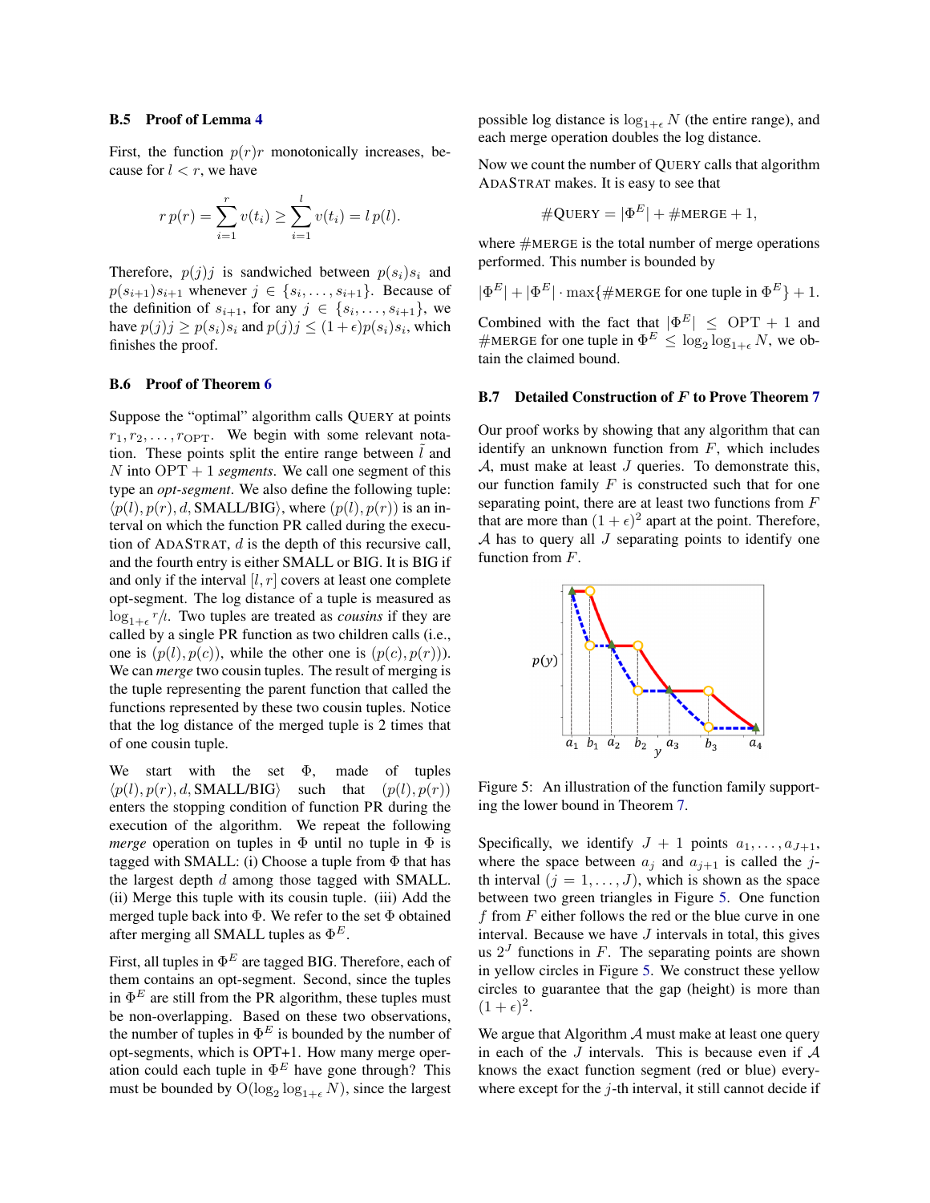### B.5 Proof of Lemma 4

First, the function $p(r)r$ monotonically increases, because for $l < r$, we have

$$r\,p(r) = \sum_{i=1}^{r} v(t_i) \geq \sum_{i=1}^{l} v(t_i) = l\,p(l).$$

Therefore, $p(j)j$ is sandwiched between $p(s_i)s_i$ and $p(s_{i+1})s_{i+1}$ whenever $j \in \{s_i, \ldots, s_{i+1}\}$. Because of the definition of $s_{i+1}$, for any $j \in \{s_i, \ldots, s_{i+1}\}$, we have $p(j)j \geq p(s_i)s_i$ and $p(j)j \leq (1+\epsilon)p(s_i)s_i$, which finishes the proof.

### B.6 Proof of Theorem 6

Suppose the "optimal" algorithm calls QUERY at points $r_1, r_2, \ldots, r_{\mathrm{OPT}}$. We begin with some relevant notation. These points split the entire range between $l$ and $N$ into $\mathrm{OPT}+1$ *segments*. We call one segment of this type an *opt-segment*. We also define the following tuple: $\langle p(l), p(r), d, \text{SMALL/BIG}\rangle$, where $(p(l), p(r))$ is an interval on which the function PR called during the execution of ADASTRAT, $d$ is the depth of this recursive call, and the fourth entry is either SMALL or BIG. It is BIG if and only if the interval $[l, r]$ covers at least one complete opt-segment. The log distance of a tuple is measured as $\log_{1+\epsilon} {r}/{l}$. Two tuples are treated as *cousins* if they are called by a single PR function as two children calls (i.e., one is $(p(l), p(c))$, while the other one is $(p(c), p(r))$). We can *merge* two cousin tuples. The result of merging is the tuple representing the parent function that called the functions represented by these two cousin tuples. Notice that the log distance of the merged tuple is 2 times that of one cousin tuple.

We start with the set $\Phi$, made of tuples $\langle p(l), p(r), d, \text{SMALL/BIG}\rangle$ such that $(p(l), p(r))$ enters the stopping condition of function PR during the execution of the algorithm. We repeat the following *merge* operation on tuples in $\Phi$ until no tuple in $\Phi$ is tagged with SMALL: (i) Choose a tuple from $\Phi$ that has the largest depth $d$ among those tagged with SMALL. (ii) Merge this tuple with its cousin tuple. (iii) Add the merged tuple back into $\Phi$. We refer to the set $\Phi$ obtained after merging all SMALL tuples as $\Phi^E$.

First, all tuples in $\Phi^E$ are tagged BIG. Therefore, each of them contains an opt-segment. Second, since the tuples in $\Phi^E$ are still from the PR algorithm, these tuples must be non-overlapping. Based on these two observations, the number of tuples in $\Phi^E$ is bounded by the number of opt-segments, which is OPT+1. How many merge operation could each tuple in $\Phi^E$ have gone through? This must be bounded by $\mathrm{O}(\log_2 \log_{1+\epsilon} N)$, since the largest possible log distance is $\log_{1+\epsilon} N$ (the entire range), and each merge operation doubles the log distance.

Now we count the number of QUERY calls that algorithm ADASTRAT makes. It is easy to see that

$$\#\text{QUERY} = |\Phi^E| + \#\text{MERGE} + 1,$$

where #MERGE is the total number of merge operations performed. This number is bounded by

$$|\Phi^E| + |\Phi^E| \cdot \max\{\#\text{MERGE for one tuple in } \Phi^E\} + 1.$$

Combined with the fact that $|\Phi^E| \leq \mathrm{OPT}+1$ and #MERGE for one tuple in $\Phi^E \leq \log_2 \log_{1+\epsilon} N$, we obtain the claimed bound.

### B.7 Detailed Construction of $F$ to Prove Theorem 7

Our proof works by showing that any algorithm that can identify an unknown function from $F$, which includes $\mathcal{A}$, must make at least $J$ queries. To demonstrate this, our function family $F$ is constructed such that for one separating point, there are at least two functions from $F$ that are more than $(1+\epsilon)^2$ apart at the point. Therefore, $\mathcal{A}$ has to query all $J$ separating points to identify one function from $F$.

Figure 5: An illustration of the function family supporting the lower bound in Theorem 7.

Specifically, we identify $J+1$ points $a_1, \ldots, a_{J+1}$, where the space between $a_j$ and $a_{j+1}$ is called the $j$-th interval ($j = 1, \ldots, J$), which is shown as the space between two green triangles in Figure 5. One function $f$ from $F$ either follows the red or the blue curve in one interval. Because we have $J$ intervals in total, this gives us $2^J$ functions in $F$. The separating points are shown in yellow circles in Figure 5. We construct these yellow circles to guarantee that the gap (height) is more than $(1+\epsilon)^2$.

We argue that Algorithm $\mathcal{A}$ must make at least one query in each of the $J$ intervals. This is because even if $\mathcal{A}$ knows the exact function segment (red or blue) everywhere except for the $j$-th interval, it still cannot decide if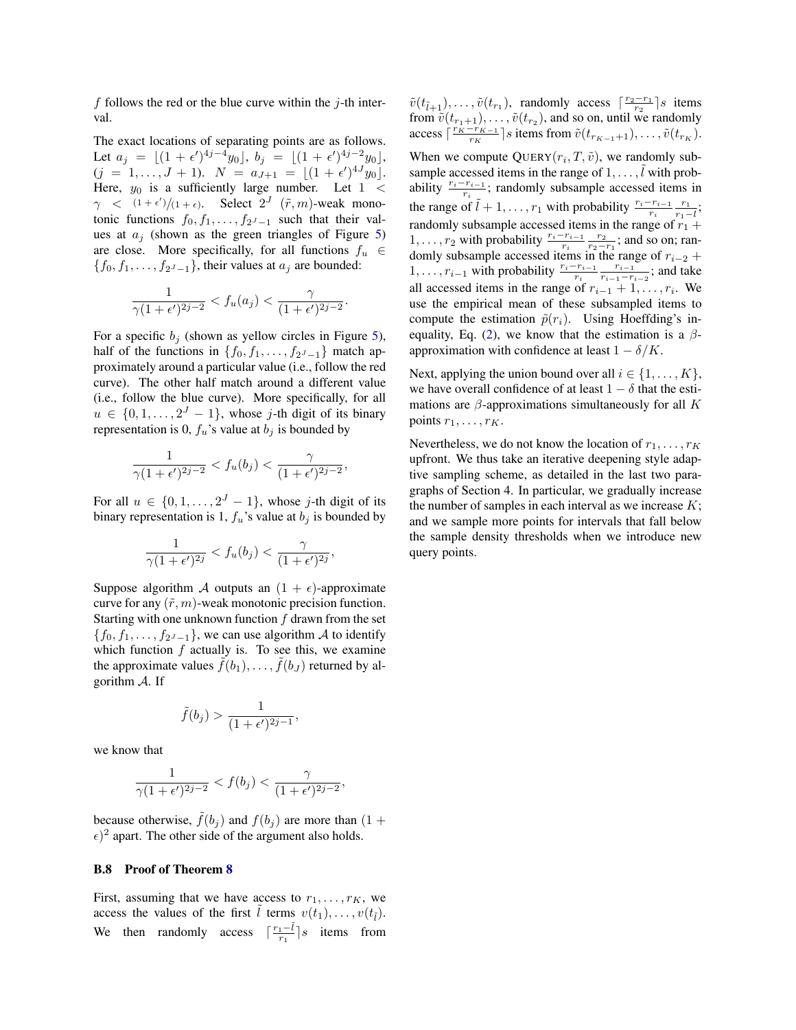$f$ follows the red or the blue curve within the $j$-th interval.

The exact locations of separating points are as follows. Let $a_j = \lfloor (1+\epsilon')^{4j-4} y_0 \rfloor$, $b_j = \lfloor (1+\epsilon')^{4j-2} y_0 \rfloor$, $(j = 1, \ldots, J+1)$. $N = a_{J+1} = \lfloor (1+\epsilon')^{4J} y_0 \rfloor$. Here, $y_0$ is a sufficiently large number. Let $1 < \gamma < {}^{(1+\epsilon')}/_{(1+\epsilon)}$. Select $2^J$ $(\tilde{r}, m)$-weak monotonic functions $f_0, f_1, \ldots, f_{2^J-1}$ such that their values at $a_j$ (shown as the green triangles of Figure 5) are close. More specifically, for all functions $f_u \in \{f_0, f_1, \ldots, f_{2^J-1}\}$, their values at $a_j$ are bounded:

$$\frac{1}{\gamma(1+\epsilon')^{2j-2}} < f_u(a_j) < \frac{\gamma}{(1+\epsilon')^{2j-2}}.$$

For a specific $b_j$ (shown as yellow circles in Figure 5), half of the functions in $\{f_0, f_1, \ldots, f_{2^J-1}\}$ match approximately around a particular value (i.e., follow the red curve). The other half match around a different value (i.e., follow the blue curve). More specifically, for all $u \in \{0, 1, \ldots, 2^J - 1\}$, whose $j$-th digit of its binary representation is 0, $f_u$'s value at $b_j$ is bounded by

$$\frac{1}{\gamma(1+\epsilon')^{2j-2}} < f_u(b_j) < \frac{\gamma}{(1+\epsilon')^{2j-2}},$$

For all $u \in \{0, 1, \ldots, 2^J - 1\}$, whose $j$-th digit of its binary representation is 1, $f_u$'s value at $b_j$ is bounded by

$$\frac{1}{\gamma(1+\epsilon')^{2j}} < f_u(b_j) < \frac{\gamma}{(1+\epsilon')^{2j}},$$

Suppose algorithm $\mathcal{A}$ outputs an $(1+\epsilon)$-approximate curve for any $(\tilde{r}, m)$-weak monotonic precision function. Starting with one unknown function $f$ drawn from the set $\{f_0, f_1, \ldots, f_{2^J-1}\}$, we can use algorithm $\mathcal{A}$ to identify which function $f$ actually is. To see this, we examine the approximate values $\tilde{f}(b_1), \ldots, \tilde{f}(b_J)$ returned by algorithm $\mathcal{A}$. If

$$\tilde{f}(b_j) > \frac{1}{(1+\epsilon')^{2j-1}},$$

we know that

$$\frac{1}{\gamma(1+\epsilon')^{2j-2}} < f(b_j) < \frac{\gamma}{(1+\epsilon')^{2j-2}},$$

because otherwise, $\tilde{f}(b_j)$ and $f(b_j)$ are more than $(1+\epsilon)^2$ apart. The other side of the argument also holds.

### B.8 Proof of Theorem 8

First, assuming that we have access to $r_1, \ldots, r_K$, we access the values of the first $\tilde{l}$ terms $v(t_1), \ldots, v(t_{\tilde{l}})$. We then randomly access $\lceil \frac{r_1 - \tilde{l}}{r_1} \rceil s$ items from $\tilde{v}(t_{\tilde{l}+1}), \ldots, \tilde{v}(t_{r_1})$, randomly access $\lceil \frac{r_2 - r_1}{r_2} \rceil s$ items from $\tilde{v}(t_{r_1+1}), \ldots, \tilde{v}(t_{r_2})$, and so on, until we randomly access $\lceil \frac{r_K - r_{K-1}}{r_K} \rceil s$ items from $\tilde{v}(t_{r_{K-1}+1}), \ldots, \tilde{v}(t_{r_K})$.

When we compute $\textsc{Query}(r_i, T, \tilde{v})$, we randomly subsample accessed items in the range of $1, \ldots, \tilde{l}$ with probability $\frac{r_i - r_{i-1}}{r_i}$; randomly subsample accessed items in the range of $\tilde{l}+1, \ldots, r_1$ with probability $\frac{r_i - r_{i-1}}{r_i} \frac{r_1}{r_1 - l}$; randomly subsample accessed items in the range of $r_1 + 1, \ldots, r_2$ with probability $\frac{r_i - r_{i-1}}{r_i} \frac{r_2}{r_2 - r_1}$; and so on; randomly subsample accessed items in the range of $r_{i-2} + 1, \ldots, r_{i-1}$ with probability $\frac{r_i - r_{i-1}}{r_i} \frac{r_{i-1}}{r_{i-1} - r_{i-2}}$; and take all accessed items in the range of $r_{i-1} + 1, \ldots, r_i$. We use the empirical mean of these subsampled items to compute the estimation $\tilde{p}(r_i)$. Using Hoeffding's inequality, Eq. (2), we know that the estimation is a $\beta$-approximation with confidence at least $1 - \delta/K$.

Next, applying the union bound over all $i \in \{1, \ldots, K\}$, we have overall confidence of at least $1 - \delta$ that the estimations are $\beta$-approximations simultaneously for all $K$ points $r_1, \ldots, r_K$.

Nevertheless, we do not know the location of $r_1, \ldots, r_K$ upfront. We thus take an iterative deepening style adaptive sampling scheme, as detailed in the last two paragraphs of Section 4. In particular, we gradually increase the number of samples in each interval as we increase $K$; and we sample more points for intervals that fall below the sample density thresholds when we introduce new query points.